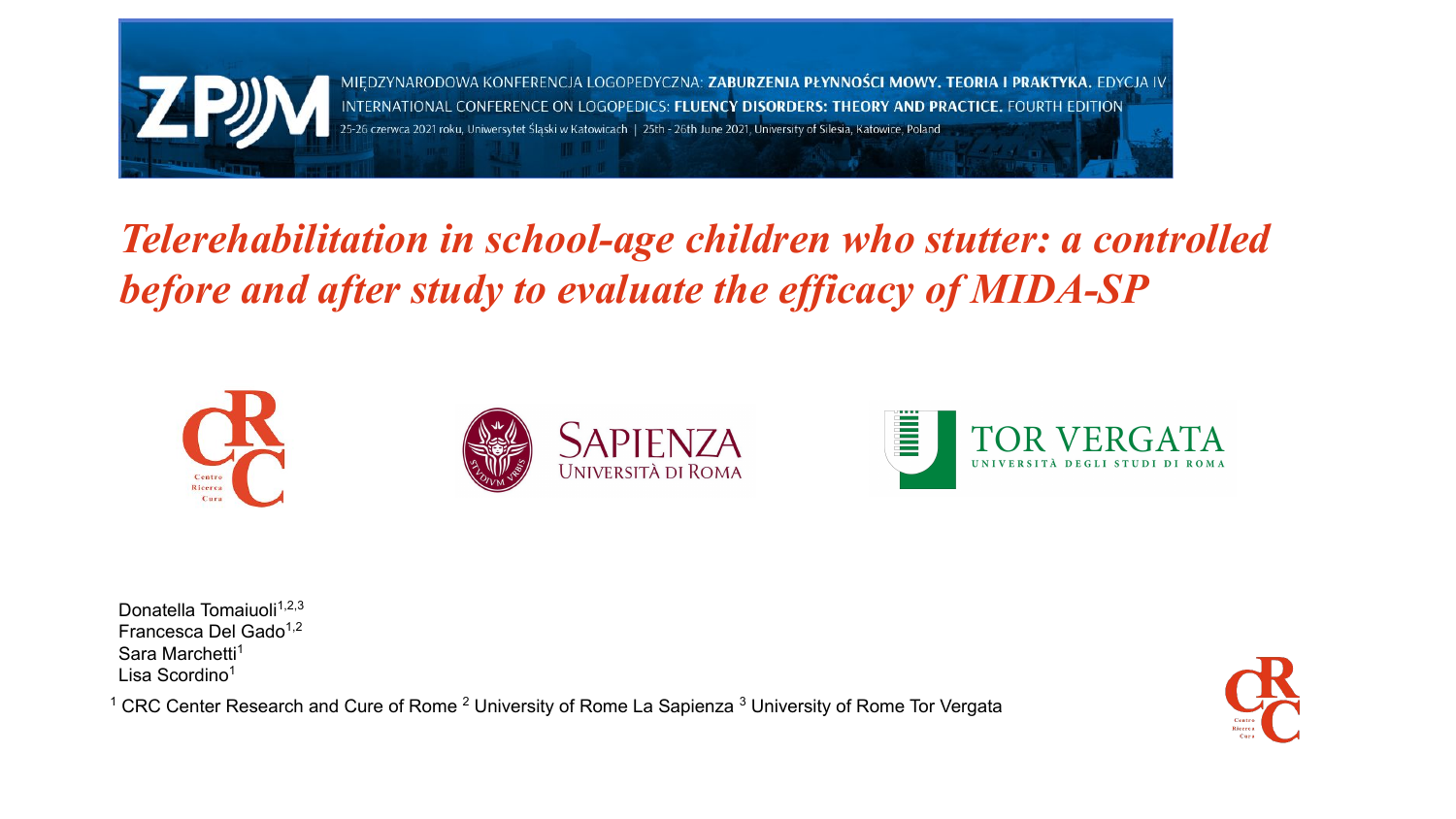MIĘDZYNARODOWA KONFERENCJA LOGOPEDYCZNA: **ZABURZENIA PŁYNNOŚCI MOWY. TEORIA I PRAKTYKA.** EDYCJA IV
INTERNATIONAL CONFERENCE ON LOGOPEDICS: **FLUENCY DISORDERS: THEORY AND PRACTICE.** FOURTH EDITION
25-26 czerwca 2021 roku, Uniwersytet Śląski w Katowicach | 25th - 26th June 2021, University of Silesia, Katowice, Poland

# *Telerehabilitation in school-age children who stutter: a controlled before and after study to evaluate the efficacy of MIDA-SP*

Donatella Tomaiuoli[1,2,3]
Francesca Del Gado[1,2]
Sara Marchetti[1]
Lisa Scordino[1]

[1] CRC Center Research and Cure of Rome [2] University of Rome La Sapienza [3] University of Rome Tor Vergata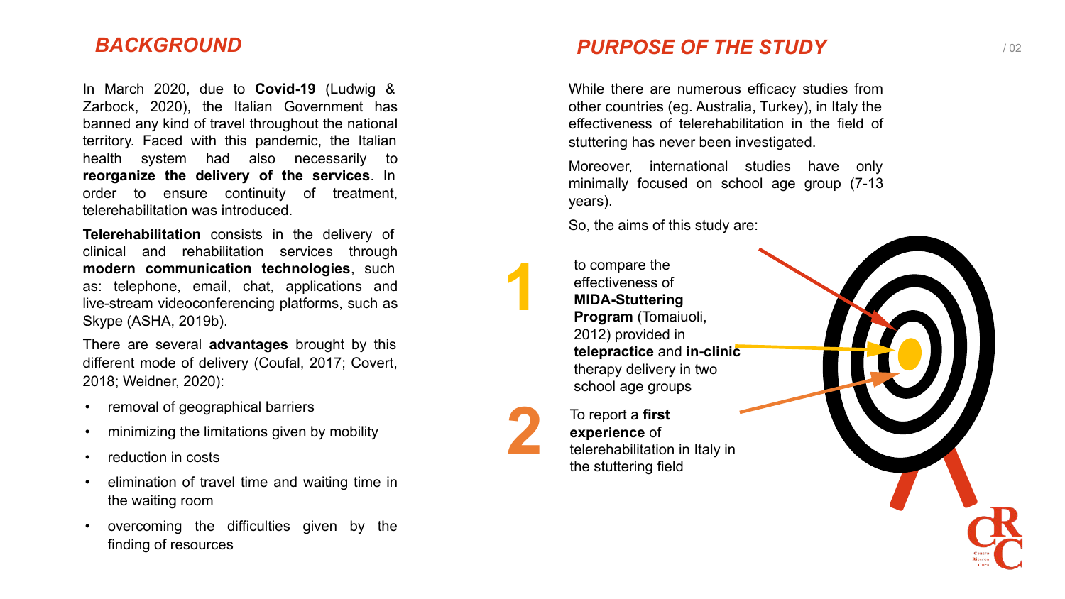## BACKGROUND

In March 2020, due to **Covid-19** (Ludwig & Zarbock, 2020), the Italian Government has banned any kind of travel throughout the national territory. Faced with this pandemic, the Italian health system had also necessarily to **reorganize the delivery of the services**. In order to ensure continuity of treatment, telerehabilitation was introduced.

**Telerehabilitation** consists in the delivery of clinical and rehabilitation services through **modern communication technologies**, such as: telephone, email, chat, applications and live-stream videoconferencing platforms, such as Skype (ASHA, 2019b).

There are several **advantages** brought by this different mode of delivery (Coufal, 2017; Covert, 2018; Weidner, 2020):

- removal of geographical barriers
- minimizing the limitations given by mobility
- reduction in costs
- elimination of travel time and waiting time in the waiting room
- overcoming the difficulties given by the finding of resources

## PURPOSE OF THE STUDY

While there are numerous efficacy studies from other countries (eg. Australia, Turkey), in Italy the effectiveness of telerehabilitation in the field of stuttering has never been investigated.

Moreover, international studies have only minimally focused on school age group (7-13 years).

So, the aims of this study are:

1. to compare the effectiveness of **MIDA-Stuttering Program** (Tomaiuoli, 2012) provided in **telepractice** and **in-clinic** therapy delivery in two school age groups
2. To report a **first experience** of telerehabilitation in Italy in the stuttering field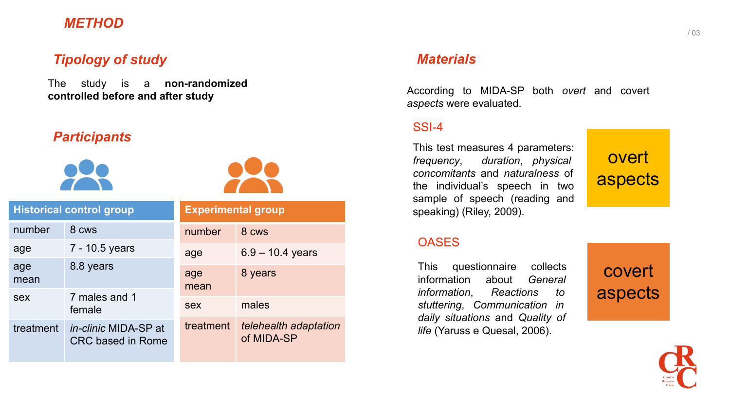# METHOD

## Tipology of study

The study is a **non-randomized controlled before and after study**

## Participants

| Historical control group | |
|---|---|
| number | 8 cws |
| age | 7 - 10.5 years |
| age mean | 8.8 years |
| sex | 7 males and 1 female |
| treatment | *in-clinic* MIDA-SP at CRC based in Rome |

| Experimental group | |
|---|---|
| number | 8 cws |
| age | 6.9 – 10.4 years |
| age mean | 8 years |
| sex | males |
| treatment | *telehealth adaptation* of MIDA-SP |

## Materials

According to MIDA-SP both *overt* and covert *aspects* were evaluated.

### SSI-4

This test measures 4 parameters: *frequency*, *duration*, *physical concomitants* and *naturalness* of the individual's speech in two sample of speech (reading and speaking) (Riley, 2009).

overt aspects

### OASES

This questionnaire collects information about *General information*, *Reactions to stuttering*, *Communication in daily situations* and *Quality of life* (Yaruss e Quesal, 2006).

covert aspects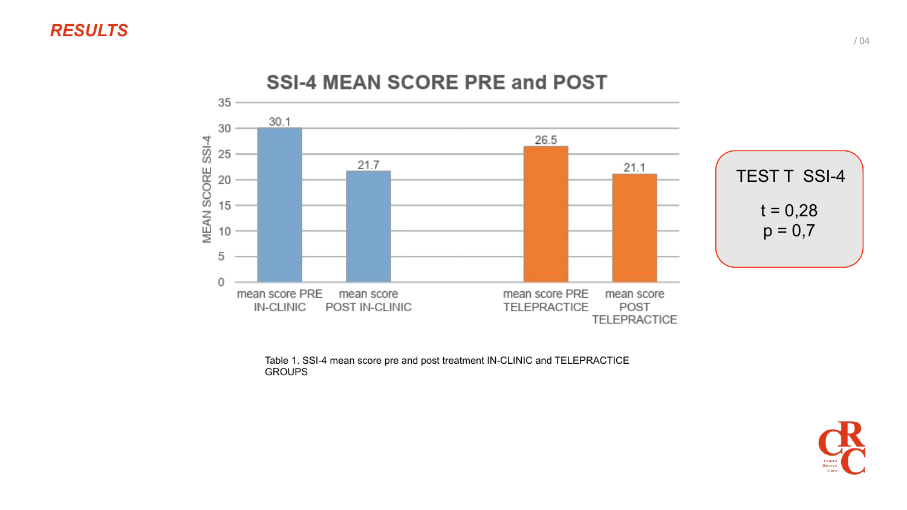## *RESULTS*

### SSI-4 MEAN SCORE PRE and POST

| | MEAN SCORE SSI-4 |
|---|---|
| mean score PRE IN-CLINIC | 30.1 |
| mean score POST IN-CLINIC | 21.7 |
| mean score PRE TELEPRACTICE | 26.5 |
| mean score POST TELEPRACTICE | 21.1 |

Table 1. SSI-4 mean score pre and post treatment IN-CLINIC and TELEPRACTICE GROUPS

**TEST T SSI-4**

$t = 0{,}28$

$p = 0{,}7$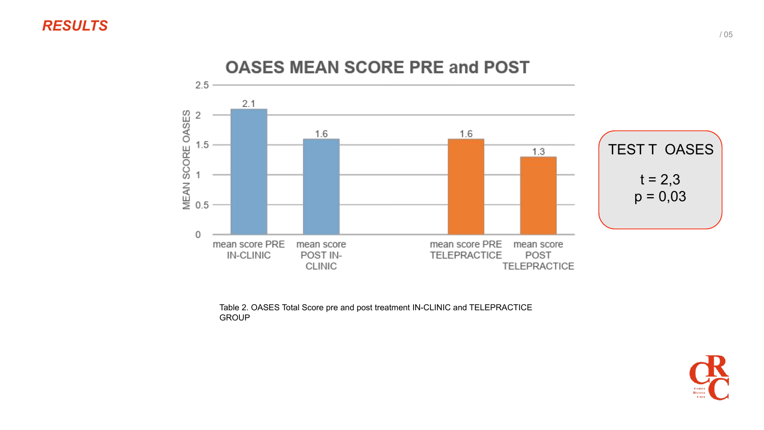## *RESULTS*

**OASES MEAN SCORE PRE and POST**

| | MEAN SCORE OASES |
|---|---|
| mean score PRE IN-CLINIC | 2.1 |
| mean score POST IN-CLINIC | 1.6 |
| mean score PRE TELEPRACTICE | 1.6 |
| mean score POST TELEPRACTICE | 1.3 |

TEST T OASES

t = 2,3
p = 0,03

Table 2. OASES Total Score pre and post treatment IN-CLINIC and TELEPRACTICE GROUP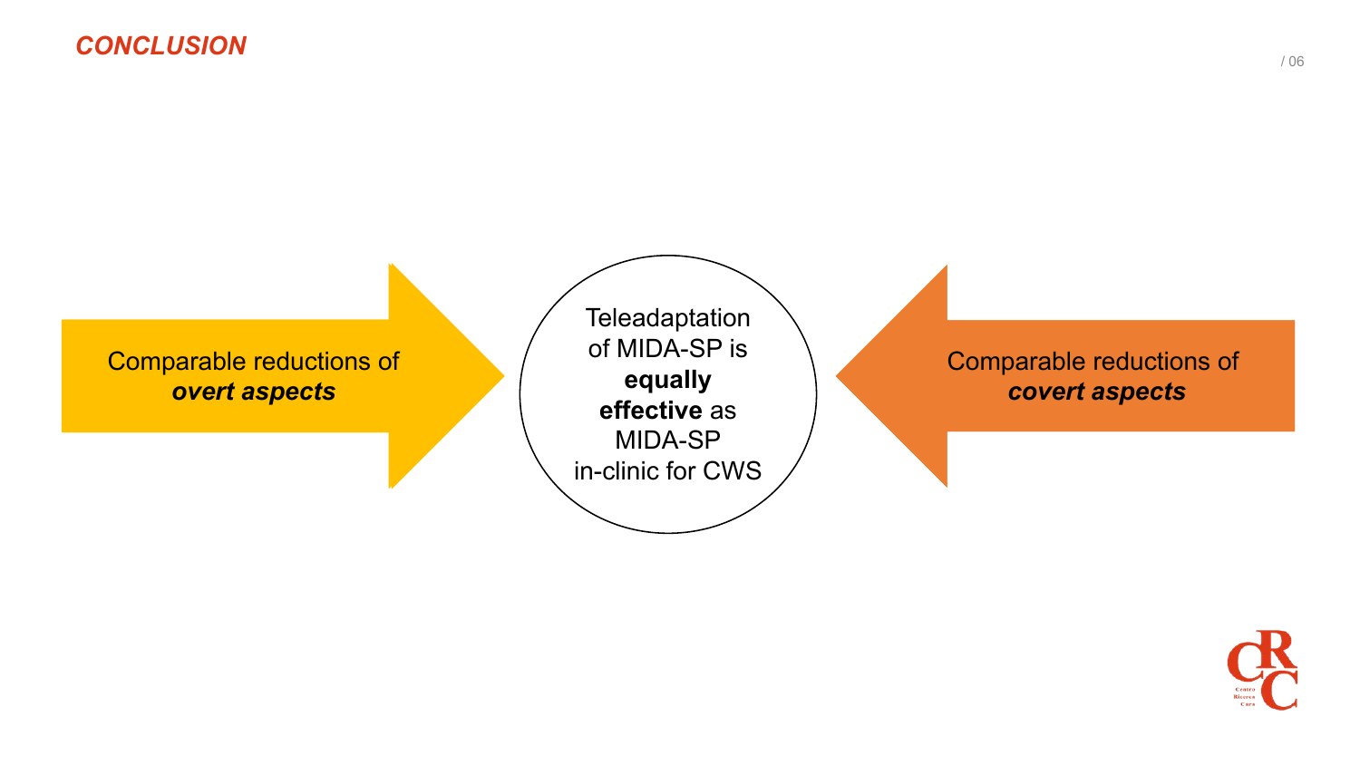## CONCLUSION

Comparable reductions of ***overt aspects***

Teleadaptation of MIDA-SP is **equally effective** as MIDA-SP in-clinic for CWS

Comparable reductions of ***covert aspects***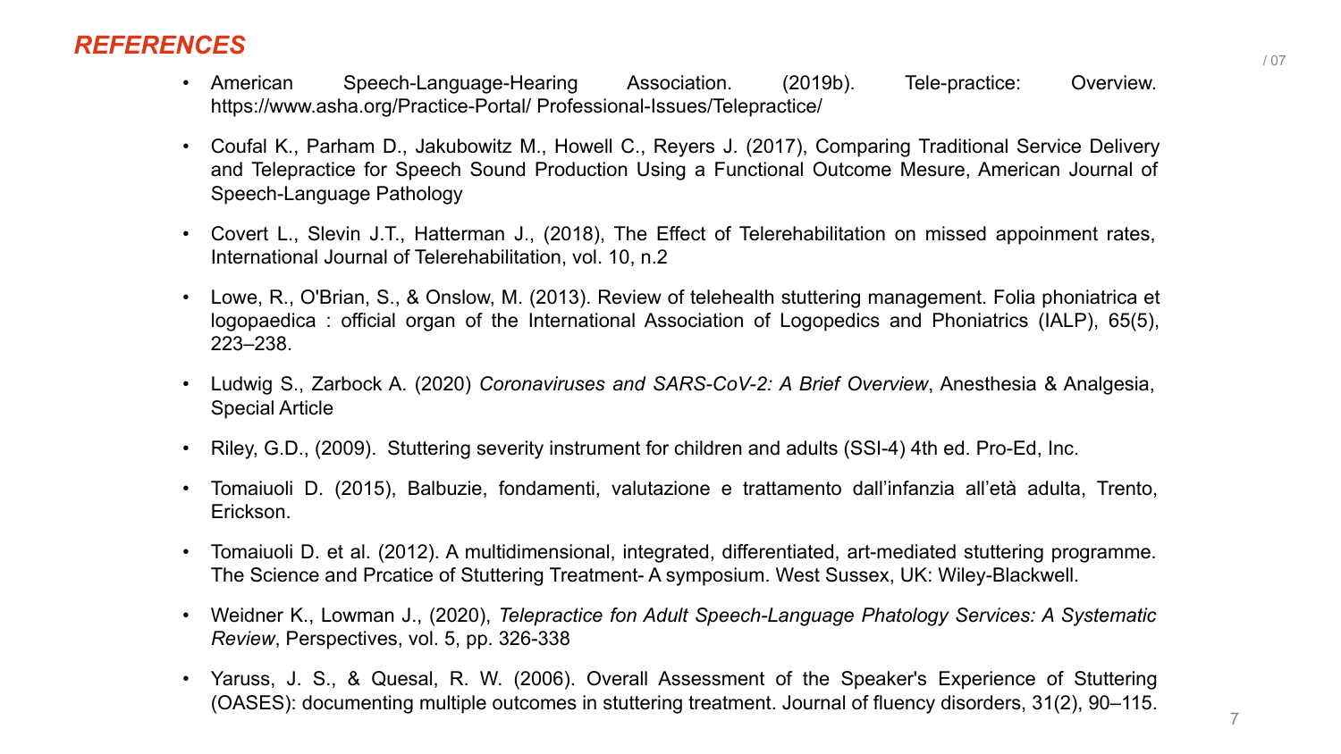## *REFERENCES*

- American Speech-Language-Hearing Association. (2019b). Tele-practice: Overview. https://www.asha.org/Practice-Portal/ Professional-Issues/Telepractice/
- Coufal K., Parham D., Jakubowitz M., Howell C., Reyers J. (2017), Comparing Traditional Service Delivery and Telepractice for Speech Sound Production Using a Functional Outcome Mesure, American Journal of Speech-Language Pathology
- Covert L., Slevin J.T., Hatterman J., (2018), The Effect of Telerehabilitation on missed appoinment rates, International Journal of Telerehabilitation, vol. 10, n.2
- Lowe, R., O'Brian, S., & Onslow, M. (2013). Review of telehealth stuttering management. Folia phoniatrica et logopaedica : official organ of the International Association of Logopedics and Phoniatrics (IALP), 65(5), 223–238.
- Ludwig S., Zarbock A. (2020) *Coronaviruses and SARS-CoV-2: A Brief Overview*, Anesthesia & Analgesia, Special Article
- Riley, G.D., (2009). Stuttering severity instrument for children and adults (SSI-4) 4th ed. Pro-Ed, Inc.
- Tomaiuoli D. (2015), Balbuzie, fondamenti, valutazione e trattamento dall'infanzia all'età adulta, Trento, Erickson.
- Tomaiuoli D. et al. (2012). A multidimensional, integrated, differentiated, art-mediated stuttering programme. The Science and Prcatice of Stuttering Treatment- A symposium. West Sussex, UK: Wiley-Blackwell.
- Weidner K., Lowman J., (2020), *Telepractice fon Adult Speech-Language Phatology Services: A Systematic Review*, Perspectives, vol. 5, pp. 326-338
- Yaruss, J. S., & Quesal, R. W. (2006). Overall Assessment of the Speaker's Experience of Stuttering (OASES): documenting multiple outcomes in stuttering treatment. Journal of fluency disorders, 31(2), 90–115.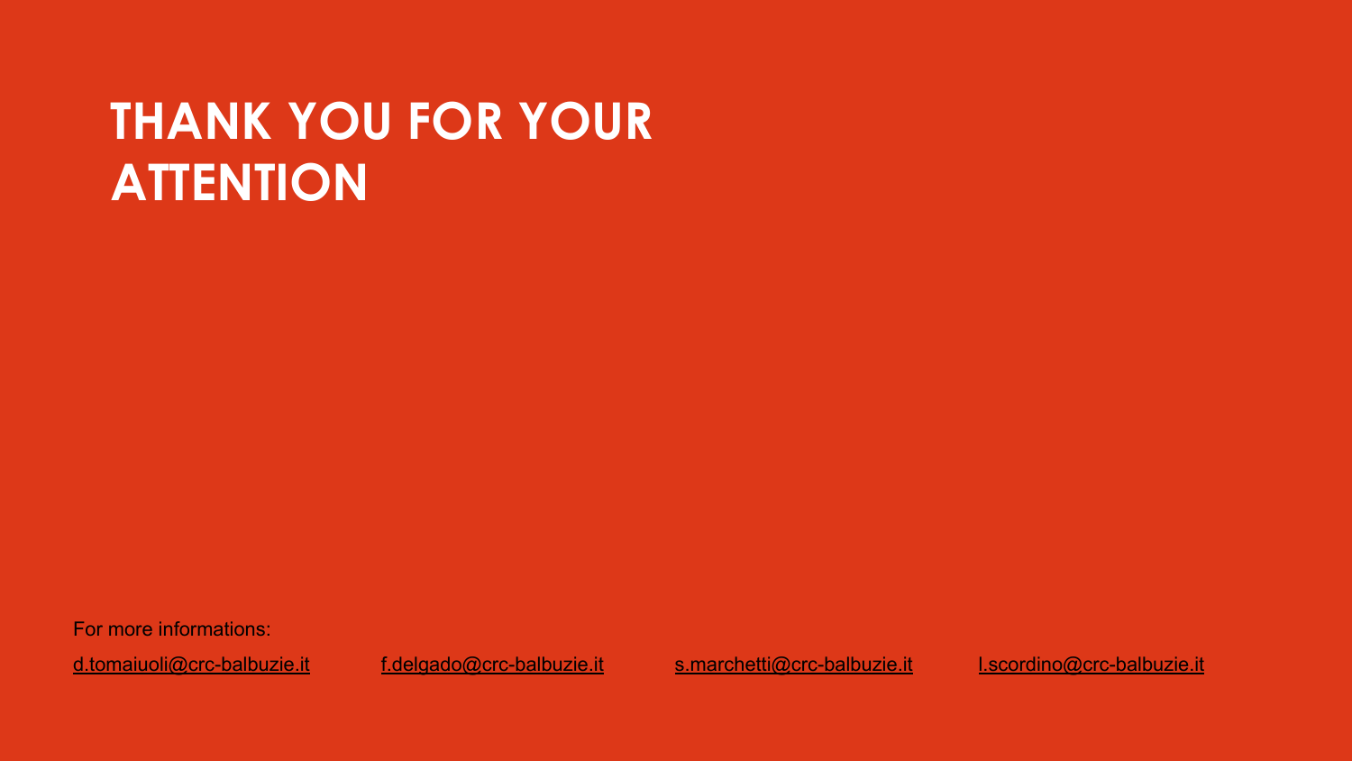# THANK YOU FOR YOUR ATTENTION

For more informations:

d.tomaiuoli@crc-balbuzie.it f.delgado@crc-balbuzie.it s.marchetti@crc-balbuzie.it l.scordino@crc-balbuzie.it